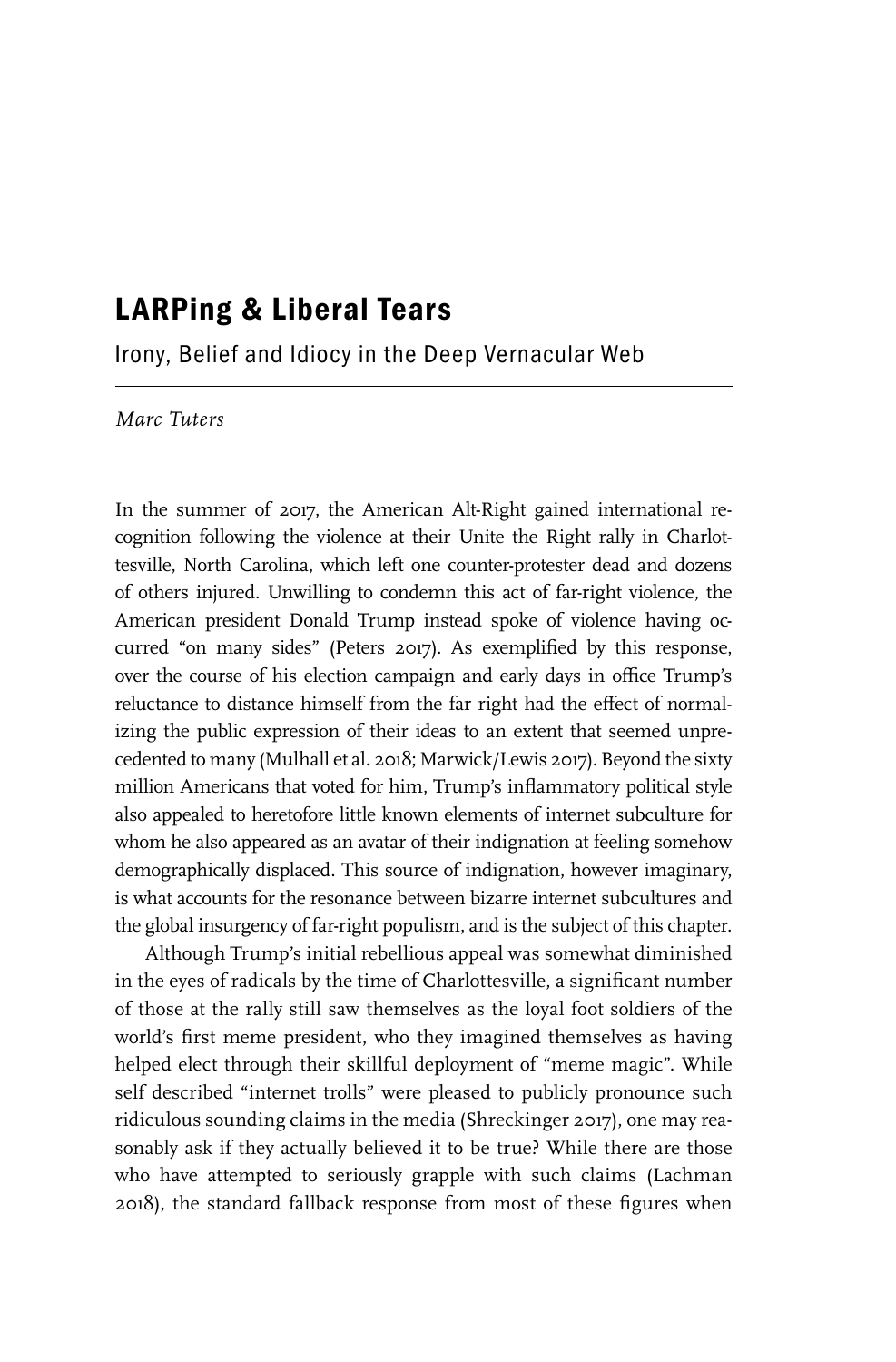# LARPing & Liberal Tears

Irony, Belief and Idiocy in the Deep Vernacular Web

*Marc Tuters*

In the summer of 2017, the American Alt-Right gained international recognition following the violence at their Unite the Right rally in Charlottesville, North Carolina, which left one counter-protester dead and dozens of others injured. Unwilling to condemn this act of far-right violence, the American president Donald Trump instead spoke of violence having occurred "on many sides" (Peters 2017). As exemplified by this response, over the course of his election campaign and early days in office Trump's reluctance to distance himself from the far right had the effect of normalizing the public expression of their ideas to an extent that seemed unprecedented to many (Mulhall et al. 2018; Marwick/Lewis 2017). Beyond the sixty million Americans that voted for him, Trump's inflammatory political style also appealed to heretofore little known elements of internet subculture for whom he also appeared as an avatar of their indignation at feeling somehow demographically displaced. This source of indignation, however imaginary, is what accounts for the resonance between bizarre internet subcultures and the global insurgency of far-right populism, and is the subject of this chapter.

Although Trump's initial rebellious appeal was somewhat diminished in the eyes of radicals by the time of Charlottesville, a significant number of those at the rally still saw themselves as the loyal foot soldiers of the world's first meme president, who they imagined themselves as having helped elect through their skillful deployment of "meme magic". While self described "internet trolls" were pleased to publicly pronounce such ridiculous sounding claims in the media (Shreckinger 2017), one may reasonably ask if they actually believed it to be true? While there are those who have attempted to seriously grapple with such claims (Lachman 2018), the standard fallback response from most of these figures when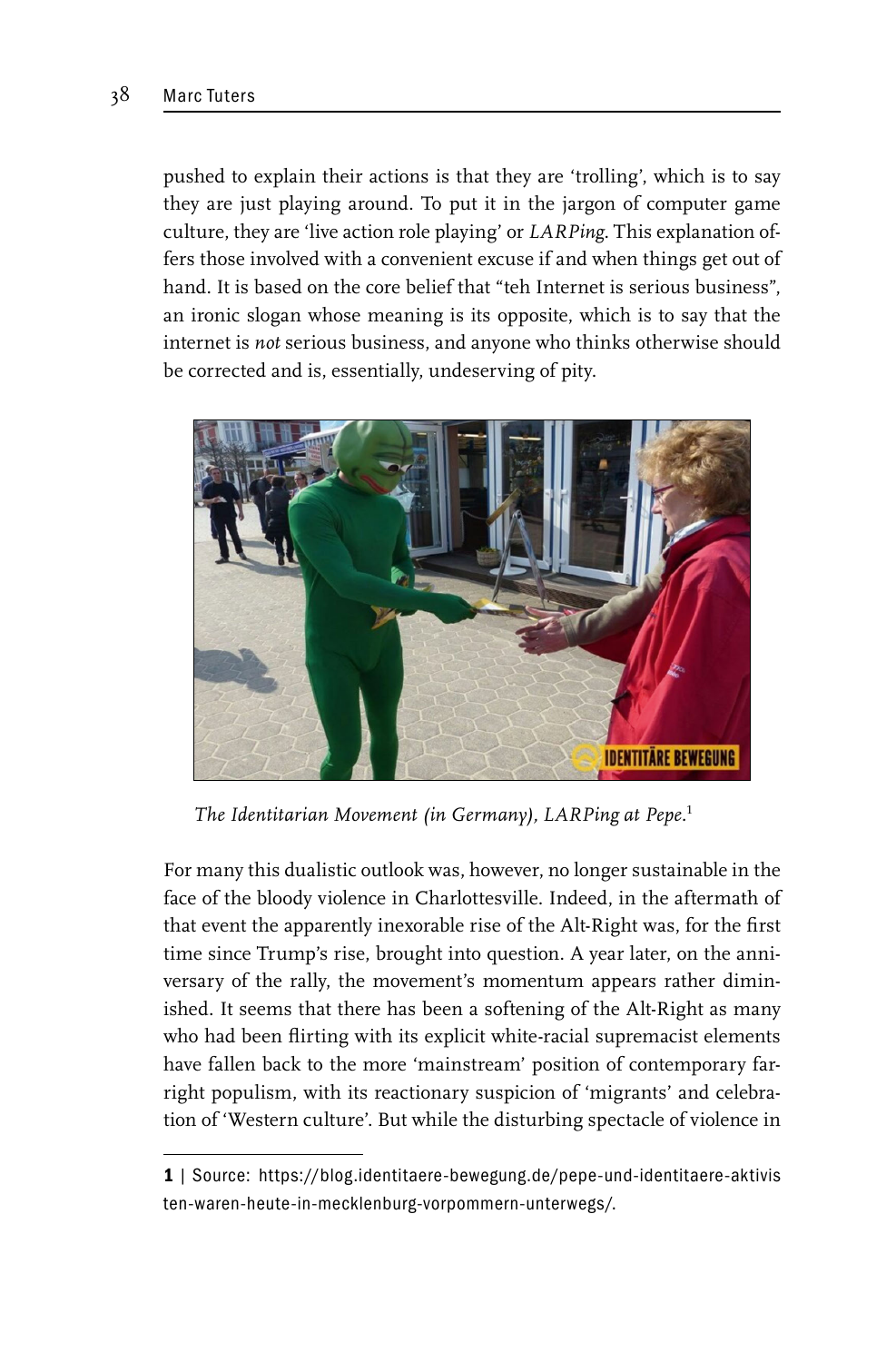pushed to explain their actions is that they are 'trolling', which is to say they are just playing around. To put it in the jargon of computer game culture, they are 'live action role playing' or *LARPing*. This explanation offers those involved with a convenient excuse if and when things get out of hand. It is based on the core belief that "teh Internet is serious business", an ironic slogan whose meaning is its opposite, which is to say that the internet is *not* serious business, and anyone who thinks otherwise should be corrected and is, essentially, undeserving of pity.

*The Identitarian Movement (in Germany), LARPing at Pepe.*[1]

For many this dualistic outlook was, however, no longer sustainable in the face of the bloody violence in Charlottesville. Indeed, in the aftermath of that event the apparently inexorable rise of the Alt-Right was, for the first time since Trump's rise, brought into question. A year later, on the anniversary of the rally, the movement's momentum appears rather diminished. It seems that there has been a softening of the Alt-Right as many who had been flirting with its explicit white-racial supremacist elements have fallen back to the more 'mainstream' position of contemporary far-right populism, with its reactionary suspicion of 'migrants' and celebration of 'Western culture'. But while the disturbing spectacle of violence in

---

**1** | Source: https://blog.identitaere-bewegung.de/pepe-und-identitaere-aktivisten-waren-heute-in-mecklenburg-vorpommern-unterwegs/.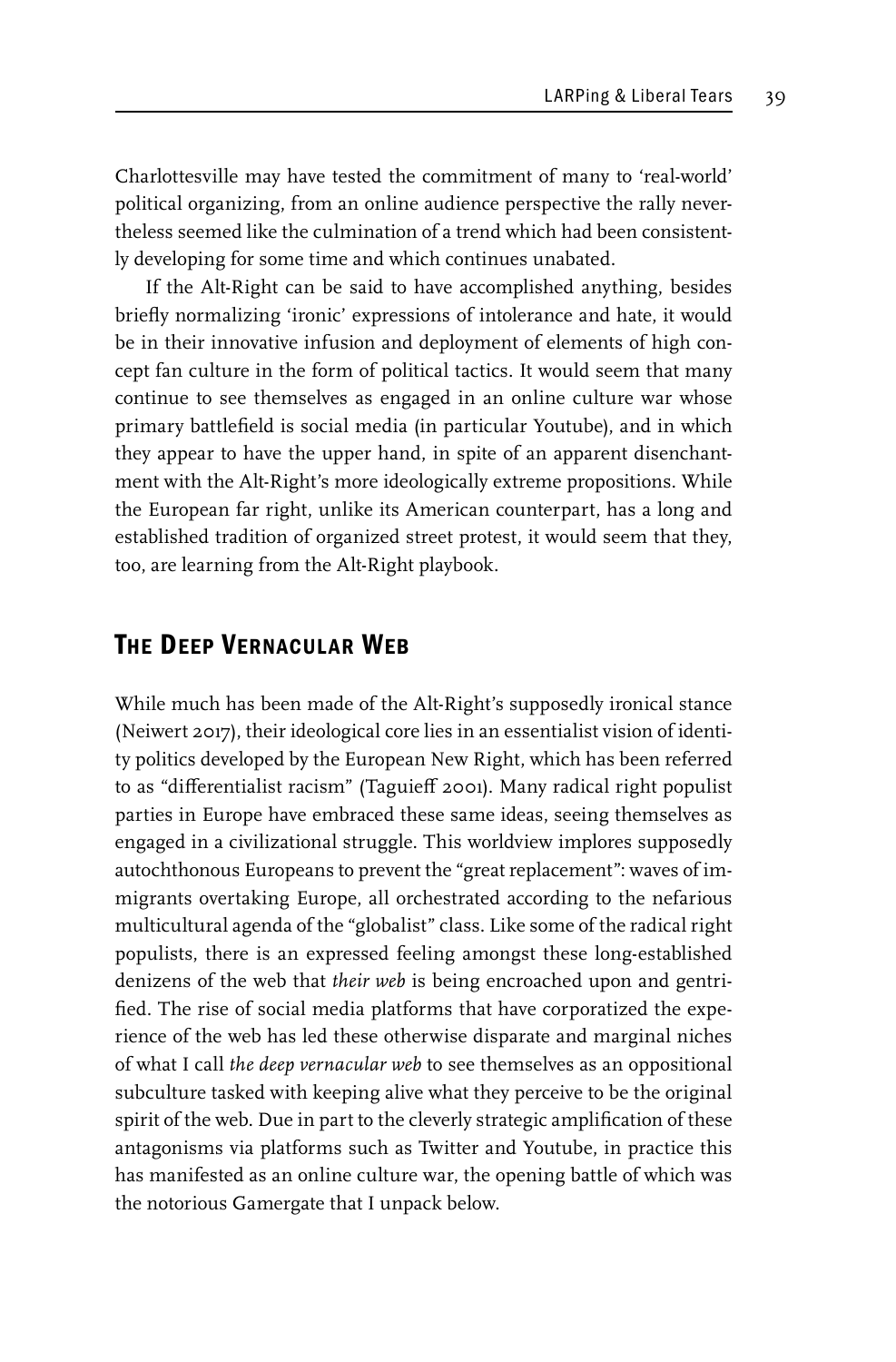Charlottesville may have tested the commitment of many to 'real-world' political organizing, from an online audience perspective the rally nevertheless seemed like the culmination of a trend which had been consistently developing for some time and which continues unabated.

If the Alt-Right can be said to have accomplished anything, besides briefly normalizing 'ironic' expressions of intolerance and hate, it would be in their innovative infusion and deployment of elements of high concept fan culture in the form of political tactics. It would seem that many continue to see themselves as engaged in an online culture war whose primary battlefield is social media (in particular Youtube), and in which they appear to have the upper hand, in spite of an apparent disenchantment with the Alt-Right's more ideologically extreme propositions. While the European far right, unlike its American counterpart, has a long and established tradition of organized street protest, it would seem that they, too, are learning from the Alt-Right playbook.

## The Deep Vernacular Web

While much has been made of the Alt-Right's supposedly ironical stance (Neiwert 2017), their ideological core lies in an essentialist vision of identity politics developed by the European New Right, which has been referred to as "differentialist racism" (Taguieff 2001). Many radical right populist parties in Europe have embraced these same ideas, seeing themselves as engaged in a civilizational struggle. This worldview implores supposedly autochthonous Europeans to prevent the "great replacement": waves of immigrants overtaking Europe, all orchestrated according to the nefarious multicultural agenda of the "globalist" class. Like some of the radical right populists, there is an expressed feeling amongst these long-established denizens of the web that *their web* is being encroached upon and gentrified. The rise of social media platforms that have corporatized the experience of the web has led these otherwise disparate and marginal niches of what I call *the deep vernacular web* to see themselves as an oppositional subculture tasked with keeping alive what they perceive to be the original spirit of the web. Due in part to the cleverly strategic amplification of these antagonisms via platforms such as Twitter and Youtube, in practice this has manifested as an online culture war, the opening battle of which was the notorious Gamergate that I unpack below.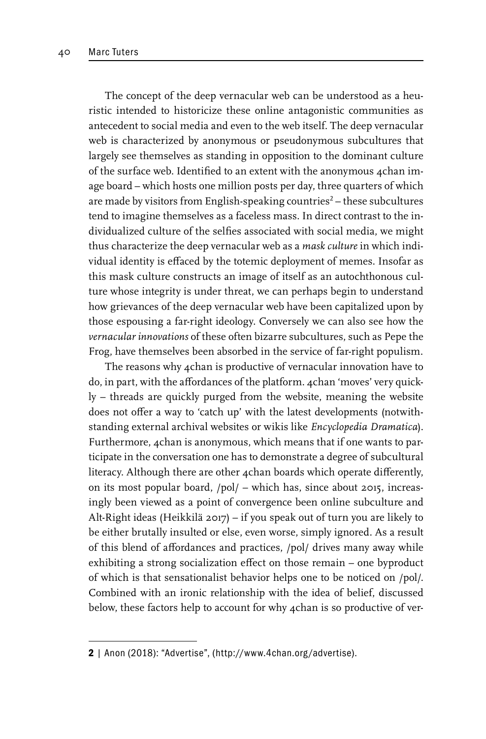The concept of the deep vernacular web can be understood as a heuristic intended to historicize these online antagonistic communities as antecedent to social media and even to the web itself. The deep vernacular web is characterized by anonymous or pseudonymous subcultures that largely see themselves as standing in opposition to the dominant culture of the surface web. Identified to an extent with the anonymous 4chan image board – which hosts one million posts per day, three quarters of which are made by visitors from English-speaking countries[2] – these subcultures tend to imagine themselves as a faceless mass. In direct contrast to the individualized culture of the selfies associated with social media, we might thus characterize the deep vernacular web as a *mask culture* in which individual identity is effaced by the totemic deployment of memes. Insofar as this mask culture constructs an image of itself as an autochthonous culture whose integrity is under threat, we can perhaps begin to understand how grievances of the deep vernacular web have been capitalized upon by those espousing a far-right ideology. Conversely we can also see how the *vernacular innovations* of these often bizarre subcultures, such as Pepe the Frog, have themselves been absorbed in the service of far-right populism.

The reasons why 4chan is productive of vernacular innovation have to do, in part, with the affordances of the platform. 4chan 'moves' very quickly – threads are quickly purged from the website, meaning the website does not offer a way to 'catch up' with the latest developments (notwithstanding external archival websites or wikis like *Encyclopedia Dramatica*). Furthermore, 4chan is anonymous, which means that if one wants to participate in the conversation one has to demonstrate a degree of subcultural literacy. Although there are other 4chan boards which operate differently, on its most popular board, /pol/ – which has, since about 2015, increasingly been viewed as a point of convergence been online subculture and Alt-Right ideas (Heikkilä 2017) – if you speak out of turn you are likely to be either brutally insulted or else, even worse, simply ignored. As a result of this blend of affordances and practices, /pol/ drives many away while exhibiting a strong socialization effect on those remain – one byproduct of which is that sensationalist behavior helps one to be noticed on /pol/. Combined with an ironic relationship with the idea of belief, discussed below, these factors help to account for why 4chan is so productive of ver-

---

**2** | Anon (2018): "Advertise", (http://www.4chan.org/advertise).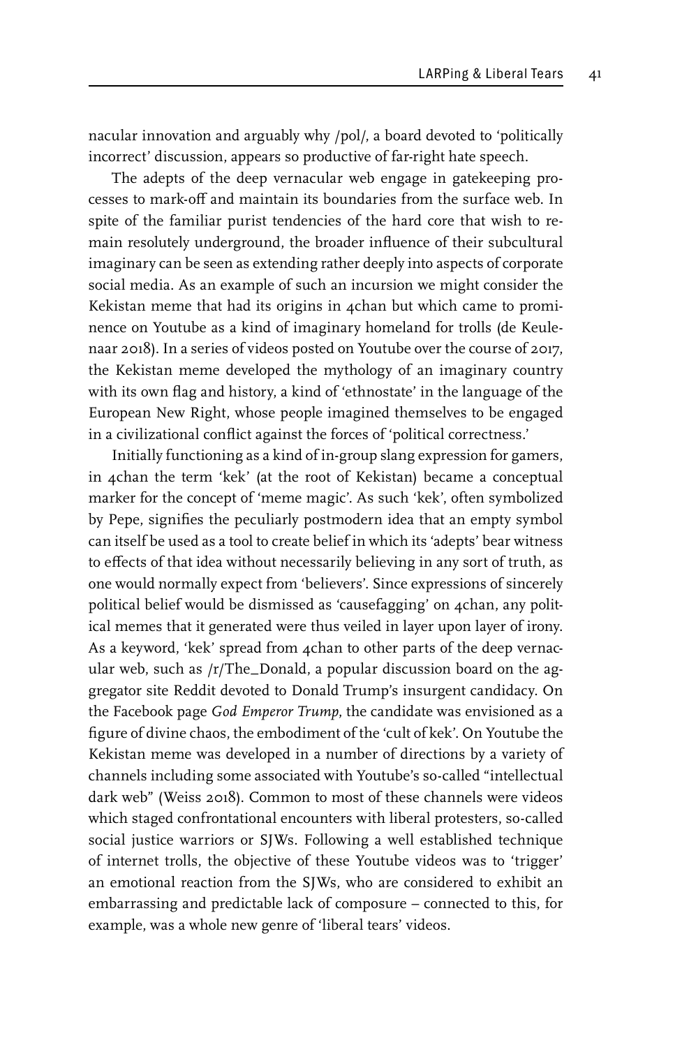nacular innovation and arguably why /pol/, a board devoted to 'politically incorrect' discussion, appears so productive of far-right hate speech.

The adepts of the deep vernacular web engage in gatekeeping processes to mark-off and maintain its boundaries from the surface web. In spite of the familiar purist tendencies of the hard core that wish to remain resolutely underground, the broader influence of their subcultural imaginary can be seen as extending rather deeply into aspects of corporate social media. As an example of such an incursion we might consider the Kekistan meme that had its origins in 4chan but which came to prominence on Youtube as a kind of imaginary homeland for trolls (de Keulenaar 2018). In a series of videos posted on Youtube over the course of 2017, the Kekistan meme developed the mythology of an imaginary country with its own flag and history, a kind of 'ethnostate' in the language of the European New Right, whose people imagined themselves to be engaged in a civilizational conflict against the forces of 'political correctness.'

Initially functioning as a kind of in-group slang expression for gamers, in 4chan the term 'kek' (at the root of Kekistan) became a conceptual marker for the concept of 'meme magic'. As such 'kek', often symbolized by Pepe, signifies the peculiarly postmodern idea that an empty symbol can itself be used as a tool to create belief in which its 'adepts' bear witness to effects of that idea without necessarily believing in any sort of truth, as one would normally expect from 'believers'. Since expressions of sincerely political belief would be dismissed as 'causefagging' on 4chan, any political memes that it generated were thus veiled in layer upon layer of irony. As a keyword, 'kek' spread from 4chan to other parts of the deep vernacular web, such as /r/The_Donald, a popular discussion board on the aggregator site Reddit devoted to Donald Trump's insurgent candidacy. On the Facebook page *God Emperor Trump*, the candidate was envisioned as a figure of divine chaos, the embodiment of the 'cult of kek'. On Youtube the Kekistan meme was developed in a number of directions by a variety of channels including some associated with Youtube's so-called "intellectual dark web" (Weiss 2018). Common to most of these channels were videos which staged confrontational encounters with liberal protesters, so-called social justice warriors or SJWs. Following a well established technique of internet trolls, the objective of these Youtube videos was to 'trigger' an emotional reaction from the SJWs, who are considered to exhibit an embarrassing and predictable lack of composure – connected to this, for example, was a whole new genre of 'liberal tears' videos.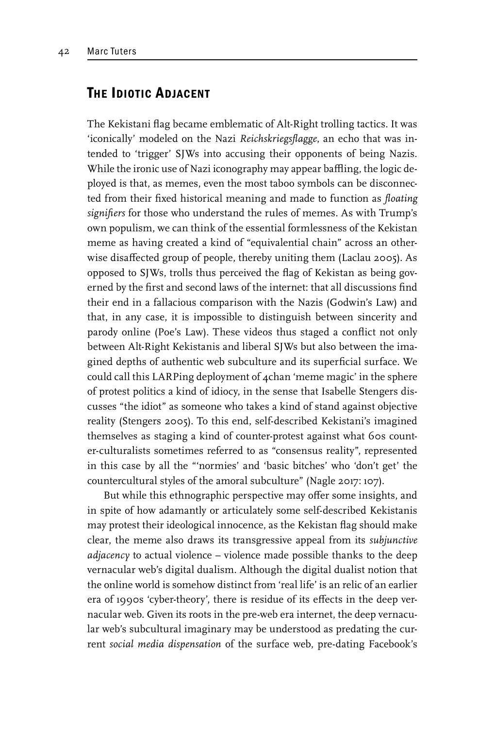## The Idiotic Adjacent

The Kekistani flag became emblematic of Alt-Right trolling tactics. It was 'iconically' modeled on the Nazi *Reichskriegsflagge*, an echo that was intended to 'trigger' SJWs into accusing their opponents of being Nazis. While the ironic use of Nazi iconography may appear baffling, the logic deployed is that, as memes, even the most taboo symbols can be disconnected from their fixed historical meaning and made to function as *floating signifiers* for those who understand the rules of memes. As with Trump's own populism, we can think of the essential formlessness of the Kekistan meme as having created a kind of "equivalential chain" across an otherwise disaffected group of people, thereby uniting them (Laclau 2005). As opposed to SJWs, trolls thus perceived the flag of Kekistan as being governed by the first and second laws of the internet: that all discussions find their end in a fallacious comparison with the Nazis (Godwin's Law) and that, in any case, it is impossible to distinguish between sincerity and parody online (Poe's Law). These videos thus staged a conflict not only between Alt-Right Kekistanis and liberal SJWs but also between the imagined depths of authentic web subculture and its superficial surface. We could call this LARPing deployment of 4chan 'meme magic' in the sphere of protest politics a kind of idiocy, in the sense that Isabelle Stengers discusses "the idiot" as someone who takes a kind of stand against objective reality (Stengers 2005). To this end, self-described Kekistani's imagined themselves as staging a kind of counter-protest against what 60s counter-culturalists sometimes referred to as "consensus reality", represented in this case by all the "'normies' and 'basic bitches' who 'don't get' the countercultural styles of the amoral subculture" (Nagle 2017: 107).

But while this ethnographic perspective may offer some insights, and in spite of how adamantly or articulately some self-described Kekistanis may protest their ideological innocence, as the Kekistan flag should make clear, the meme also draws its transgressive appeal from its *subjunctive adjacency* to actual violence – violence made possible thanks to the deep vernacular web's digital dualism. Although the digital dualist notion that the online world is somehow distinct from 'real life' is an relic of an earlier era of 1990s 'cyber-theory', there is residue of its effects in the deep vernacular web. Given its roots in the pre-web era internet, the deep vernacular web's subcultural imaginary may be understood as predating the current *social media dispensation* of the surface web, pre-dating Facebook's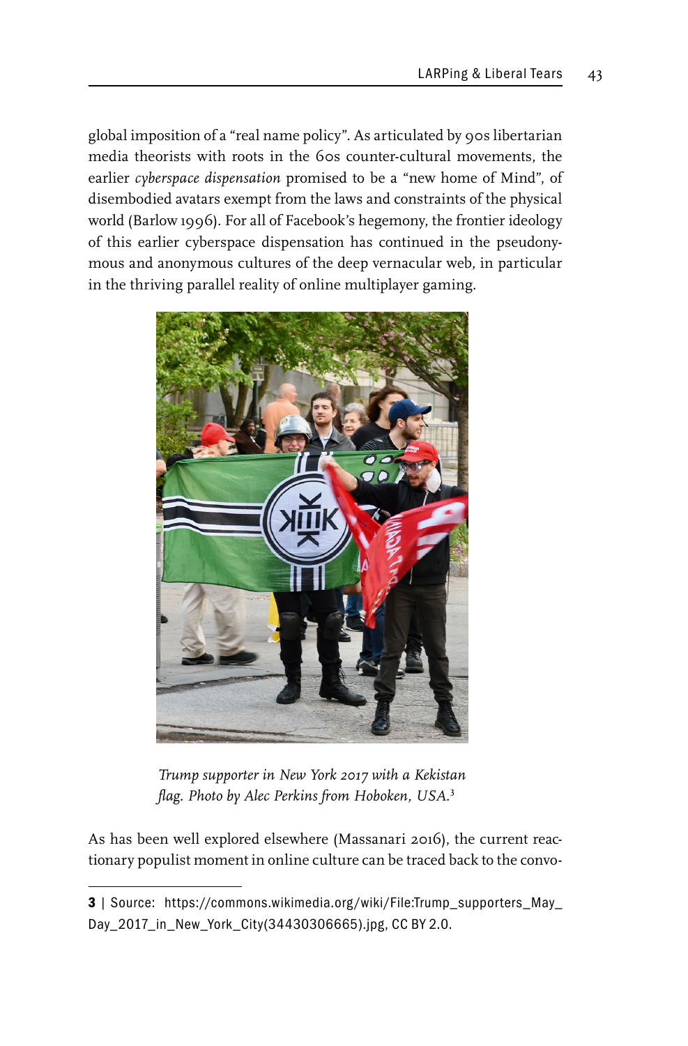global imposition of a “real name policy”. As articulated by 90s libertarian media theorists with roots in the 60s counter-cultural movements, the earlier *cyberspace dispensation* promised to be a “new home of Mind”, of disembodied avatars exempt from the laws and constraints of the physical world (Barlow 1996). For all of Facebook’s hegemony, the frontier ideology of this earlier cyberspace dispensation has continued in the pseudonymous and anonymous cultures of the deep vernacular web, in particular in the thriving parallel reality of online multiplayer gaming.

*Trump supporter in New York 2017 with a Kekistan flag. Photo by Alec Perkins from Hoboken, USA.*[3]

As has been well explored elsewhere (Massanari 2016), the current reactionary populist moment in online culture can be traced back to the convo-

3 | Source: https://commons.wikimedia.org/wiki/File:Trump_supporters_May_Day_2017_in_New_York_City(34430306665).jpg, CC BY 2.0.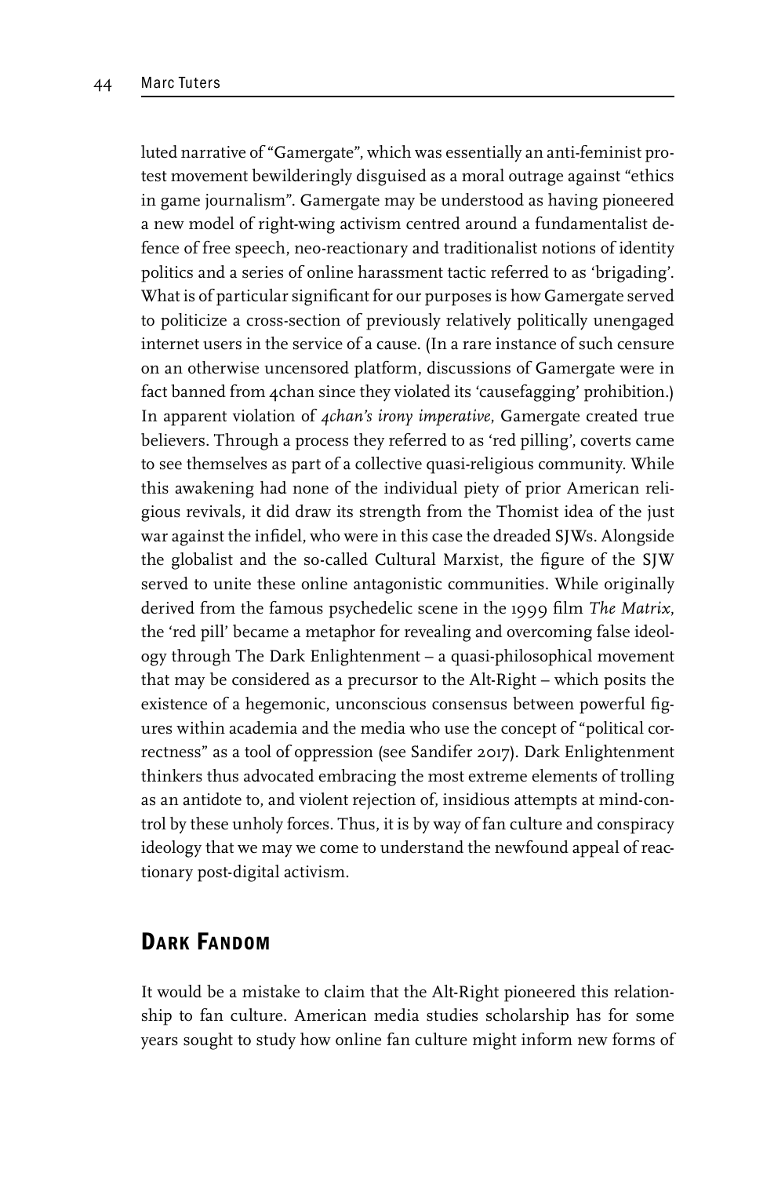luted narrative of "Gamergate", which was essentially an anti-feminist protest movement bewilderingly disguised as a moral outrage against "ethics in game journalism". Gamergate may be understood as having pioneered a new model of right-wing activism centred around a fundamentalist defence of free speech, neo-reactionary and traditionalist notions of identity politics and a series of online harassment tactic referred to as 'brigading'. What is of particular significant for our purposes is how Gamergate served to politicize a cross-section of previously relatively politically unengaged internet users in the service of a cause. (In a rare instance of such censure on an otherwise uncensored platform, discussions of Gamergate were in fact banned from 4chan since they violated its 'causefagging' prohibition.) In apparent violation of *4chan's irony imperative*, Gamergate created true believers. Through a process they referred to as 'red pilling', coverts came to see themselves as part of a collective quasi-religious community. While this awakening had none of the individual piety of prior American religious revivals, it did draw its strength from the Thomist idea of the just war against the infidel, who were in this case the dreaded SJWs. Alongside the globalist and the so-called Cultural Marxist, the figure of the SJW served to unite these online antagonistic communities. While originally derived from the famous psychedelic scene in the 1999 film *The Matrix*, the 'red pill' became a metaphor for revealing and overcoming false ideology through The Dark Enlightenment – a quasi-philosophical movement that may be considered as a precursor to the Alt-Right – which posits the existence of a hegemonic, unconscious consensus between powerful figures within academia and the media who use the concept of "political correctness" as a tool of oppression (see Sandifer 2017). Dark Enlightenment thinkers thus advocated embracing the most extreme elements of trolling as an antidote to, and violent rejection of, insidious attempts at mind-control by these unholy forces. Thus, it is by way of fan culture and conspiracy ideology that we may we come to understand the newfound appeal of reactionary post-digital activism.

## Dark Fandom

It would be a mistake to claim that the Alt-Right pioneered this relationship to fan culture. American media studies scholarship has for some years sought to study how online fan culture might inform new forms of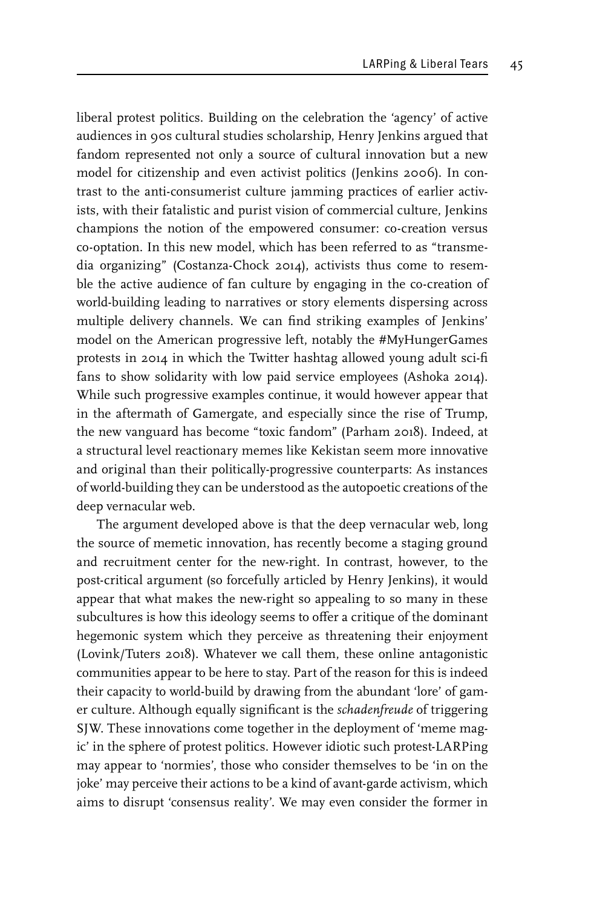liberal protest politics. Building on the celebration the 'agency' of active audiences in 90s cultural studies scholarship, Henry Jenkins argued that fandom represented not only a source of cultural innovation but a new model for citizenship and even activist politics (Jenkins 2006). In contrast to the anti-consumerist culture jamming practices of earlier activists, with their fatalistic and purist vision of commercial culture, Jenkins champions the notion of the empowered consumer: co-creation versus co-optation. In this new model, which has been referred to as "transmedia organizing" (Costanza-Chock 2014), activists thus come to resemble the active audience of fan culture by engaging in the co-creation of world-building leading to narratives or story elements dispersing across multiple delivery channels. We can find striking examples of Jenkins' model on the American progressive left, notably the #MyHungerGames protests in 2014 in which the Twitter hashtag allowed young adult sci-fi fans to show solidarity with low paid service employees (Ashoka 2014). While such progressive examples continue, it would however appear that in the aftermath of Gamergate, and especially since the rise of Trump, the new vanguard has become "toxic fandom" (Parham 2018). Indeed, at a structural level reactionary memes like Kekistan seem more innovative and original than their politically-progressive counterparts: As instances of world-building they can be understood as the autopoetic creations of the deep vernacular web.

The argument developed above is that the deep vernacular web, long the source of memetic innovation, has recently become a staging ground and recruitment center for the new-right. In contrast, however, to the post-critical argument (so forcefully articled by Henry Jenkins), it would appear that what makes the new-right so appealing to so many in these subcultures is how this ideology seems to offer a critique of the dominant hegemonic system which they perceive as threatening their enjoyment (Lovink/Tuters 2018). Whatever we call them, these online antagonistic communities appear to be here to stay. Part of the reason for this is indeed their capacity to world-build by drawing from the abundant 'lore' of gamer culture. Although equally significant is the *schadenfreude* of triggering SJW. These innovations come together in the deployment of 'meme magic' in the sphere of protest politics. However idiotic such protest-LARPing may appear to 'normies', those who consider themselves to be 'in on the joke' may perceive their actions to be a kind of avant-garde activism, which aims to disrupt 'consensus reality'. We may even consider the former in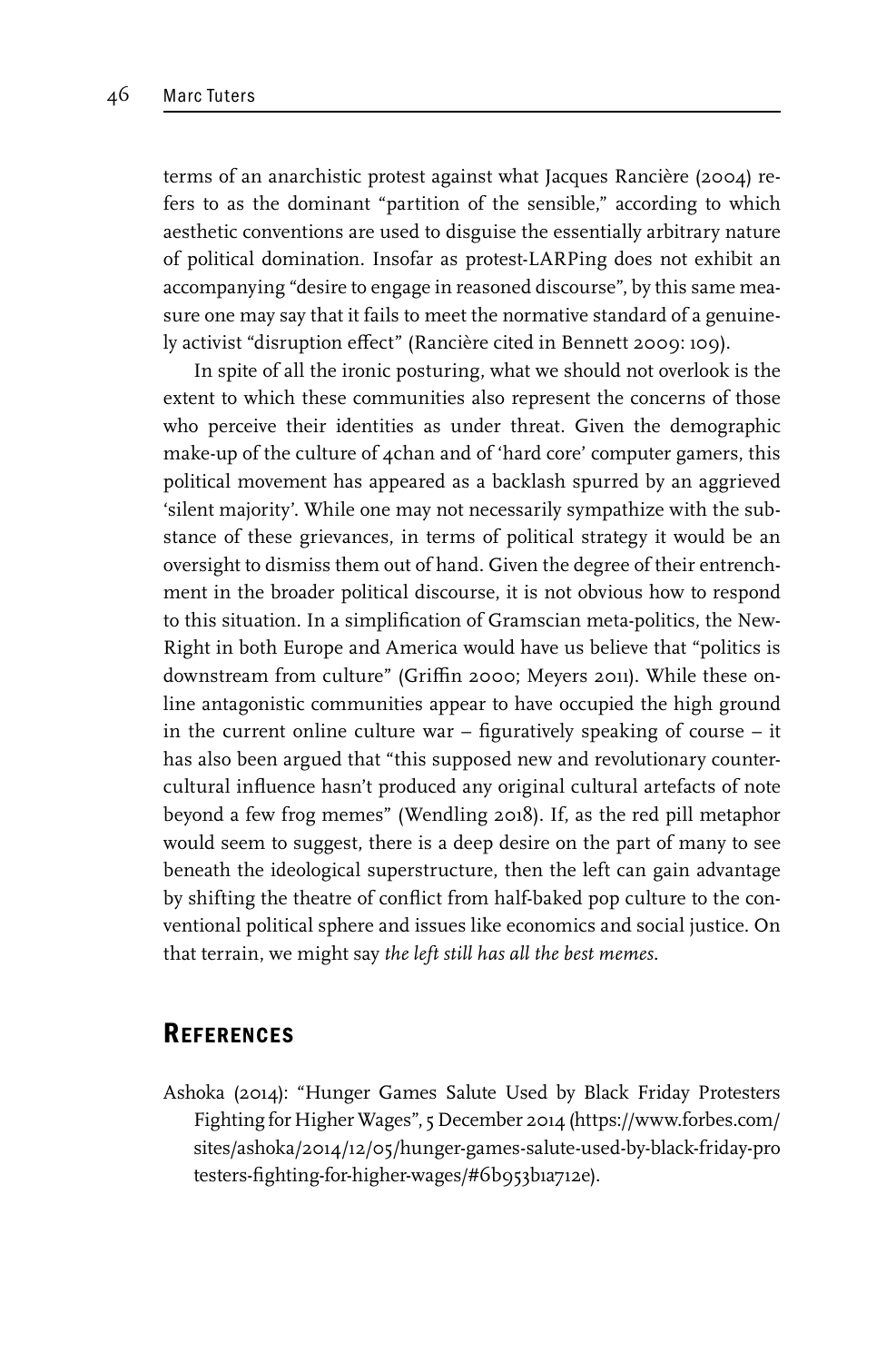terms of an anarchistic protest against what Jacques Rancière (2004) refers to as the dominant "partition of the sensible," according to which aesthetic conventions are used to disguise the essentially arbitrary nature of political domination. Insofar as protest-LARPing does not exhibit an accompanying "desire to engage in reasoned discourse", by this same measure one may say that it fails to meet the normative standard of a genuinely activist "disruption effect" (Rancière cited in Bennett 2009: 109).

In spite of all the ironic posturing, what we should not overlook is the extent to which these communities also represent the concerns of those who perceive their identities as under threat. Given the demographic make-up of the culture of 4chan and of 'hard core' computer gamers, this political movement has appeared as a backlash spurred by an aggrieved 'silent majority'. While one may not necessarily sympathize with the substance of these grievances, in terms of political strategy it would be an oversight to dismiss them out of hand. Given the degree of their entrenchment in the broader political discourse, it is not obvious how to respond to this situation. In a simplification of Gramscian meta-politics, the New-Right in both Europe and America would have us believe that "politics is downstream from culture" (Griffin 2000; Meyers 2011). While these online antagonistic communities appear to have occupied the high ground in the current online culture war – figuratively speaking of course – it has also been argued that "this supposed new and revolutionary countercultural influence hasn't produced any original cultural artefacts of note beyond a few frog memes" (Wendling 2018). If, as the red pill metaphor would seem to suggest, there is a deep desire on the part of many to see beneath the ideological superstructure, then the left can gain advantage by shifting the theatre of conflict from half-baked pop culture to the conventional political sphere and issues like economics and social justice. On that terrain, we might say *the left still has all the best memes*.

## References

Ashoka (2014): "Hunger Games Salute Used by Black Friday Protesters Fighting for Higher Wages", 5 December 2014 (https://www.forbes.com/sites/ashoka/2014/12/05/hunger-games-salute-used-by-black-friday-protesters-fighting-for-higher-wages/#6b953b1a712e).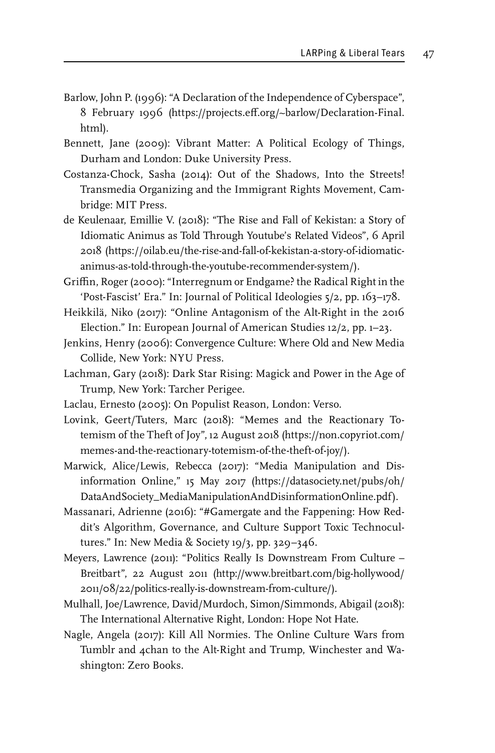Barlow, John P. (1996): "A Declaration of the Independence of Cyberspace", 8 February 1996 (https://projects.eff.org/~barlow/Declaration-Final.html).

Bennett, Jane (2009): Vibrant Matter: A Political Ecology of Things, Durham and London: Duke University Press.

Costanza-Chock, Sasha (2014): Out of the Shadows, Into the Streets! Transmedia Organizing and the Immigrant Rights Movement, Cambridge: MIT Press.

de Keulenaar, Emillie V. (2018): "The Rise and Fall of Kekistan: a Story of Idiomatic Animus as Told Through Youtube's Related Videos", 6 April 2018 (https://oilab.eu/the-rise-and-fall-of-kekistan-a-story-of-idiomatic-animus-as-told-through-the-youtube-recommender-system/).

Griffin, Roger (2000): "Interregnum or Endgame? the Radical Right in the 'Post-Fascist' Era." In: Journal of Political Ideologies 5/2, pp. 163–178.

Heikkilä, Niko (2017): "Online Antagonism of the Alt-Right in the 2016 Election." In: European Journal of American Studies 12/2, pp. 1–23.

Jenkins, Henry (2006): Convergence Culture: Where Old and New Media Collide, New York: NYU Press.

Lachman, Gary (2018): Dark Star Rising: Magick and Power in the Age of Trump, New York: Tarcher Perigee.

Laclau, Ernesto (2005): On Populist Reason, London: Verso.

Lovink, Geert/Tuters, Marc (2018): "Memes and the Reactionary Totemism of the Theft of Joy", 12 August 2018 (https://non.copyriot.com/memes-and-the-reactionary-totemism-of-the-theft-of-joy/).

Marwick, Alice/Lewis, Rebecca (2017): "Media Manipulation and Disinformation Online," 15 May 2017 (https://datasociety.net/pubs/oh/DataAndSociety_MediaManipulationAndDisinformationOnline.pdf).

Massanari, Adrienne (2016): "#Gamergate and the Fappening: How Reddit's Algorithm, Governance, and Culture Support Toxic Technocultures." In: New Media & Society 19/3, pp. 329–346.

Meyers, Lawrence (2011): "Politics Really Is Downstream From Culture – Breitbart", 22 August 2011 (http://www.breitbart.com/big-hollywood/2011/08/22/politics-really-is-downstream-from-culture/).

Mulhall, Joe/Lawrence, David/Murdoch, Simon/Simmonds, Abigail (2018): The International Alternative Right, London: Hope Not Hate.

Nagle, Angela (2017): Kill All Normies. The Online Culture Wars from Tumblr and 4chan to the Alt-Right and Trump, Winchester and Washington: Zero Books.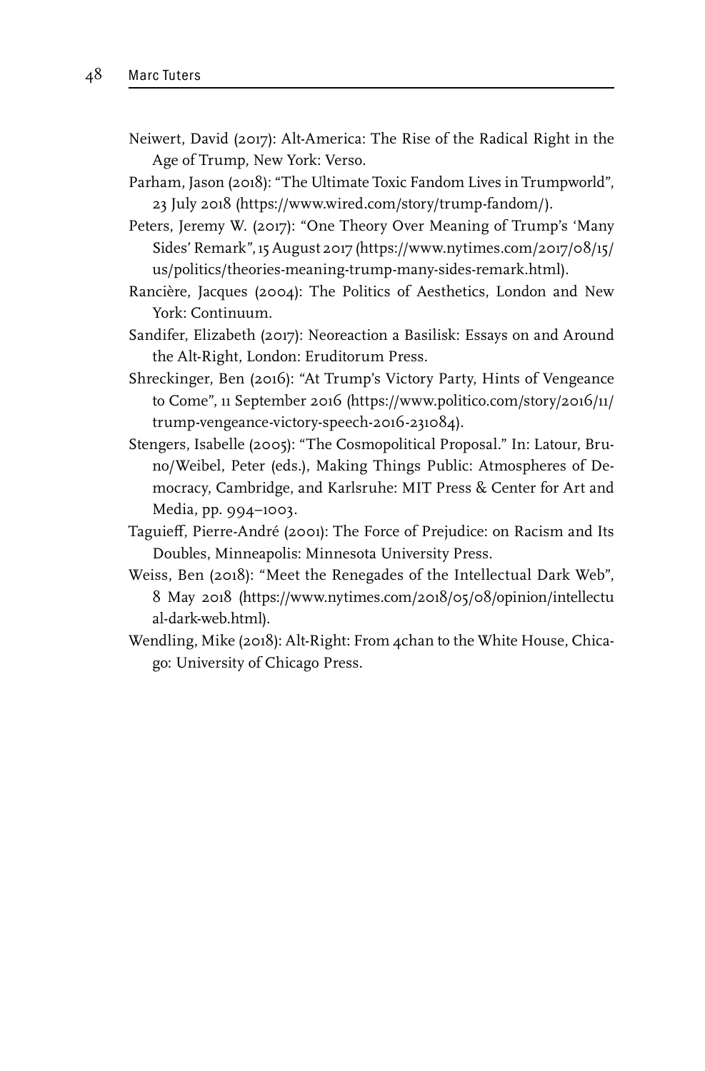Neiwert, David (2017): Alt-America: The Rise of the Radical Right in the Age of Trump, New York: Verso.

Parham, Jason (2018): "The Ultimate Toxic Fandom Lives in Trumpworld", 23 July 2018 (https://www.wired.com/story/trump-fandom/).

Peters, Jeremy W. (2017): "One Theory Over Meaning of Trump's 'Many Sides' Remark", 15 August 2017 (https://www.nytimes.com/2017/08/15/us/politics/theories-meaning-trump-many-sides-remark.html).

Rancière, Jacques (2004): The Politics of Aesthetics, London and New York: Continuum.

Sandifer, Elizabeth (2017): Neoreaction a Basilisk: Essays on and Around the Alt-Right, London: Eruditorum Press.

Shreckinger, Ben (2016): "At Trump's Victory Party, Hints of Vengeance to Come", 11 September 2016 (https://www.politico.com/story/2016/11/trump-vengeance-victory-speech-2016-231084).

Stengers, Isabelle (2005): "The Cosmopolitical Proposal." In: Latour, Bruno/Weibel, Peter (eds.), Making Things Public: Atmospheres of Democracy, Cambridge, and Karlsruhe: MIT Press & Center for Art and Media, pp. 994–1003.

Taguieff, Pierre-André (2001): The Force of Prejudice: on Racism and Its Doubles, Minneapolis: Minnesota University Press.

Weiss, Ben (2018): "Meet the Renegades of the Intellectual Dark Web", 8 May 2018 (https://www.nytimes.com/2018/05/08/opinion/intellectual-dark-web.html).

Wendling, Mike (2018): Alt-Right: From 4chan to the White House, Chicago: University of Chicago Press.